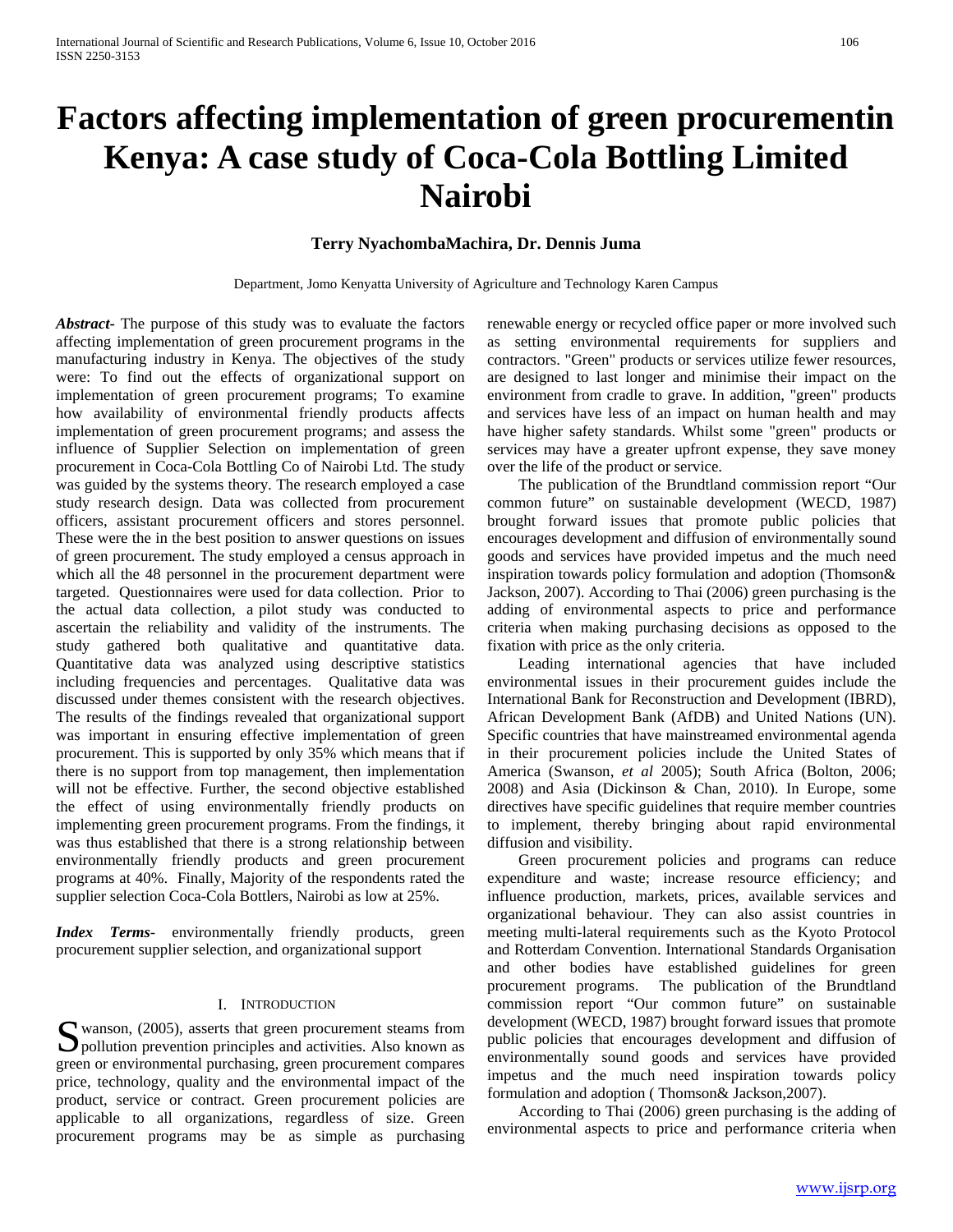# Factors affecting implementation of green procurementin Kenya: A case study of Coca-Cola Bottling Limited Nairobi

**Terry NyachombaMachira, Dr. Dennis Juma**

Department, Jomo Kenyatta University of Agriculture and Technology Karen Campus

***Abstract-*** The purpose of this study was to evaluate the factors affecting implementation of green procurement programs in the manufacturing industry in Kenya. The objectives of the study were: To find out the effects of organizational support on implementation of green procurement programs; To examine how availability of environmental friendly products affects implementation of green procurement programs; and assess the influence of Supplier Selection on implementation of green procurement in Coca-Cola Bottling Co of Nairobi Ltd. The study was guided by the systems theory. The research employed a case study research design. Data was collected from procurement officers, assistant procurement officers and stores personnel. These were the in the best position to answer questions on issues of green procurement. The study employed a census approach in which all the 48 personnel in the procurement department were targeted. Questionnaires were used for data collection. Prior to the actual data collection, a pilot study was conducted to ascertain the reliability and validity of the instruments. The study gathered both qualitative and quantitative data. Quantitative data was analyzed using descriptive statistics including frequencies and percentages. Qualitative data was discussed under themes consistent with the research objectives. The results of the findings revealed that organizational support was important in ensuring effective implementation of green procurement. This is supported by only 35% which means that if there is no support from top management, then implementation will not be effective. Further, the second objective established the effect of using environmentally friendly products on implementing green procurement programs. From the findings, it was thus established that there is a strong relationship between environmentally friendly products and green procurement programs at 40%. Finally, Majority of the respondents rated the supplier selection Coca-Cola Bottlers, Nairobi as low at 25%.

***Index Terms-*** environmentally friendly products, green procurement supplier selection, and organizational support

## I. Introduction

Swanson, (2005), asserts that green procurement steams from pollution prevention principles and activities. Also known as green or environmental purchasing, green procurement compares price, technology, quality and the environmental impact of the product, service or contract. Green procurement policies are applicable to all organizations, regardless of size. Green procurement programs may be as simple as purchasing renewable energy or recycled office paper or more involved such as setting environmental requirements for suppliers and contractors. "Green" products or services utilize fewer resources, are designed to last longer and minimise their impact on the environment from cradle to grave. In addition, "green" products and services have less of an impact on human health and may have higher safety standards. Whilst some "green" products or services may have a greater upfront expense, they save money over the life of the product or service.

The publication of the Brundtland commission report "Our common future" on sustainable development (WECD, 1987) brought forward issues that promote public policies that encourages development and diffusion of environmentally sound goods and services have provided impetus and the much need inspiration towards policy formulation and adoption (Thomson& Jackson, 2007). According to Thai (2006) green purchasing is the adding of environmental aspects to price and performance criteria when making purchasing decisions as opposed to the fixation with price as the only criteria.

Leading international agencies that have included environmental issues in their procurement guides include the International Bank for Reconstruction and Development (IBRD), African Development Bank (AfDB) and United Nations (UN). Specific countries that have mainstreamed environmental agenda in their procurement policies include the United States of America (Swanson, *et al* 2005); South Africa (Bolton, 2006; 2008) and Asia (Dickinson & Chan, 2010). In Europe, some directives have specific guidelines that require member countries to implement, thereby bringing about rapid environmental diffusion and visibility.

Green procurement policies and programs can reduce expenditure and waste; increase resource efficiency; and influence production, markets, prices, available services and organizational behaviour. They can also assist countries in meeting multi-lateral requirements such as the Kyoto Protocol and Rotterdam Convention. International Standards Organisation and other bodies have established guidelines for green procurement programs. The publication of the Brundtland commission report "Our common future" on sustainable development (WECD, 1987) brought forward issues that promote public policies that encourages development and diffusion of environmentally sound goods and services have provided impetus and the much need inspiration towards policy formulation and adoption ( Thomson& Jackson,2007).

According to Thai (2006) green purchasing is the adding of environmental aspects to price and performance criteria when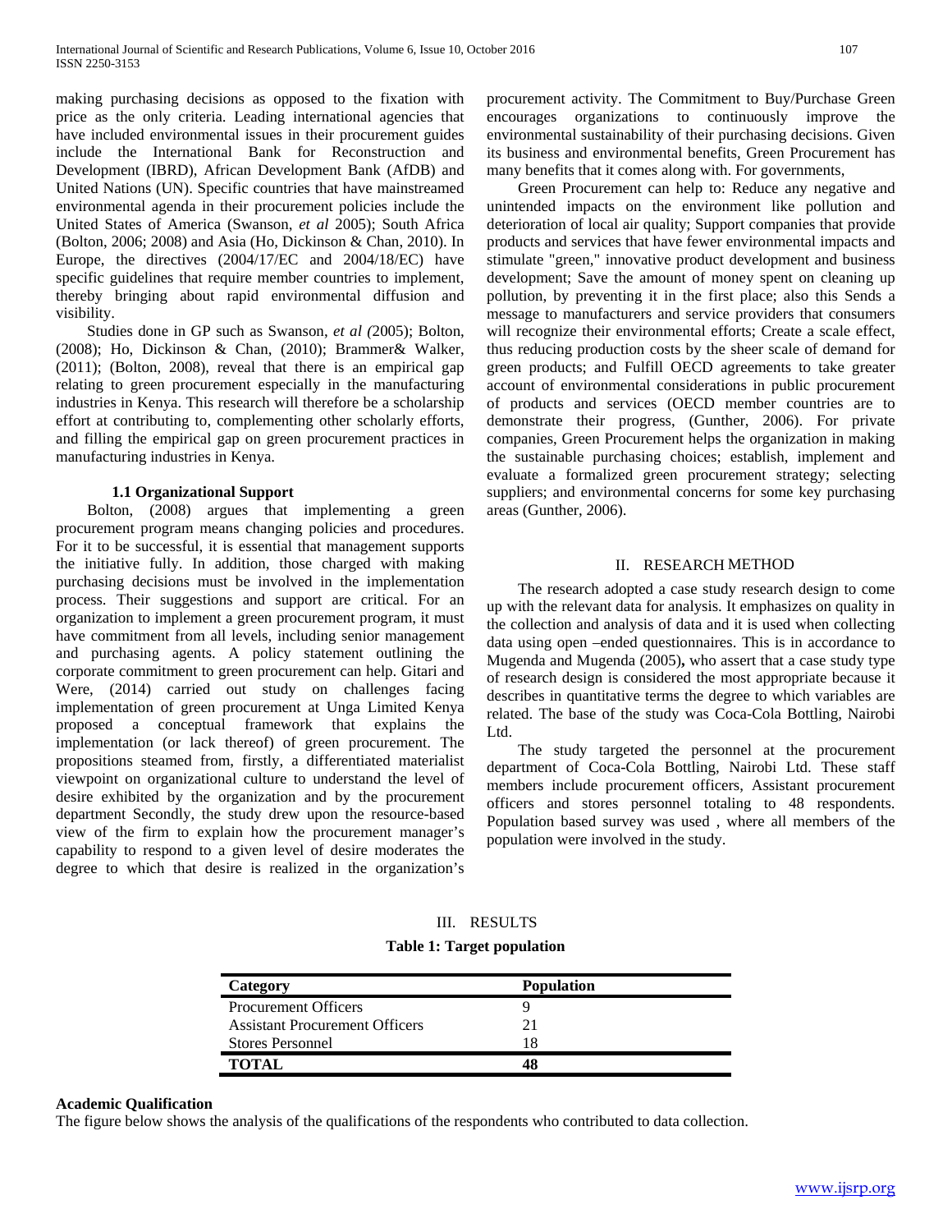making purchasing decisions as opposed to the fixation with price as the only criteria. Leading international agencies that have included environmental issues in their procurement guides include the International Bank for Reconstruction and Development (IBRD), African Development Bank (AfDB) and United Nations (UN). Specific countries that have mainstreamed environmental agenda in their procurement policies include the United States of America (Swanson, *et al* 2005); South Africa (Bolton, 2006; 2008) and Asia (Ho, Dickinson & Chan, 2010). In Europe, the directives (2004/17/EC and 2004/18/EC) have specific guidelines that require member countries to implement, thereby bringing about rapid environmental diffusion and visibility.

Studies done in GP such as Swanson, *et al (*2005); Bolton, (2008); Ho, Dickinson & Chan, (2010); Brammer& Walker, (2011); (Bolton, 2008), reveal that there is an empirical gap relating to green procurement especially in the manufacturing industries in Kenya. This research will therefore be a scholarship effort at contributing to, complementing other scholarly efforts, and filling the empirical gap on green procurement practices in manufacturing industries in Kenya.

### 1.1 Organizational Support

Bolton, (2008) argues that implementing a green procurement program means changing policies and procedures. For it to be successful, it is essential that management supports the initiative fully. In addition, those charged with making purchasing decisions must be involved in the implementation process. Their suggestions and support are critical. For an organization to implement a green procurement program, it must have commitment from all levels, including senior management and purchasing agents. A policy statement outlining the corporate commitment to green procurement can help. Gitari and Were, (2014) carried out study on challenges facing implementation of green procurement at Unga Limited Kenya proposed a conceptual framework that explains the implementation (or lack thereof) of green procurement. The propositions steamed from, firstly, a differentiated materialist viewpoint on organizational culture to understand the level of desire exhibited by the organization and by the procurement department Secondly, the study drew upon the resource-based view of the firm to explain how the procurement manager's capability to respond to a given level of desire moderates the degree to which that desire is realized in the organization's procurement activity. The Commitment to Buy/Purchase Green encourages organizations to continuously improve the environmental sustainability of their purchasing decisions. Given its business and environmental benefits, Green Procurement has many benefits that it comes along with. For governments,

Green Procurement can help to: Reduce any negative and unintended impacts on the environment like pollution and deterioration of local air quality; Support companies that provide products and services that have fewer environmental impacts and stimulate "green," innovative product development and business development; Save the amount of money spent on cleaning up pollution, by preventing it in the first place; also this Sends a message to manufacturers and service providers that consumers will recognize their environmental efforts; Create a scale effect, thus reducing production costs by the sheer scale of demand for green products; and Fulfill OECD agreements to take greater account of environmental considerations in public procurement of products and services (OECD member countries are to demonstrate their progress, (Gunther, 2006). For private companies, Green Procurement helps the organization in making the sustainable purchasing choices; establish, implement and evaluate a formalized green procurement strategy; selecting suppliers; and environmental concerns for some key purchasing areas (Gunther, 2006).

## II. RESEARCH METHOD

The research adopted a case study research design to come up with the relevant data for analysis. It emphasizes on quality in the collection and analysis of data and it is used when collecting data using open –ended questionnaires. This is in accordance to Mugenda and Mugenda (2005)**,** who assert that a case study type of research design is considered the most appropriate because it describes in quantitative terms the degree to which variables are related. The base of the study was Coca-Cola Bottling, Nairobi Ltd.

The study targeted the personnel at the procurement department of Coca-Cola Bottling, Nairobi Ltd. These staff members include procurement officers, Assistant procurement officers and stores personnel totaling to 48 respondents. Population based survey was used , where all members of the population were involved in the study.

## III. RESULTS

**Table 1: Target population**

| Category | Population |
|---|---|
| Procurement Officers | 9 |
| Assistant Procurement Officers | 21 |
| Stores Personnel | 18 |
| **TOTAL** | **48** |

**Academic Qualification**

The figure below shows the analysis of the qualifications of the respondents who contributed to data collection.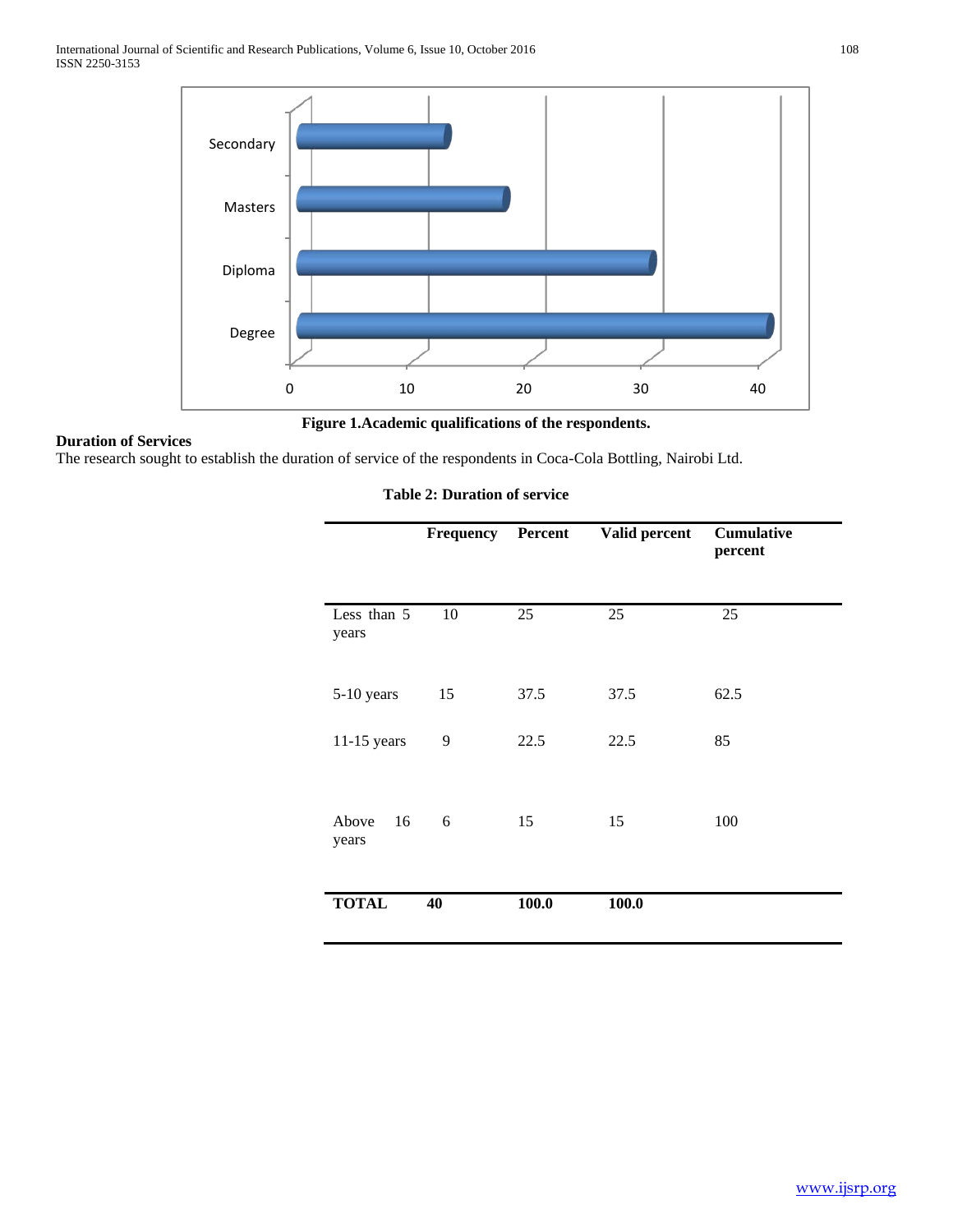**Figure 1.Academic qualifications of the respondents.**

**Duration of Services**

The research sought to establish the duration of service of the respondents in Coca-Cola Bottling, Nairobi Ltd.

**Table 2: Duration of service**

| | Frequency | Percent | Valid percent | Cumulative percent |
|---|---|---|---|---|
| Less than 5 years | 10 | 25 | 25 | 25 |
| 5-10 years | 15 | 37.5 | 37.5 | 62.5 |
| 11-15 years | 9 | 22.5 | 22.5 | 85 |
| Above 16 years | 6 | 15 | 15 | 100 |
| **TOTAL** | **40** | **100.0** | **100.0** | |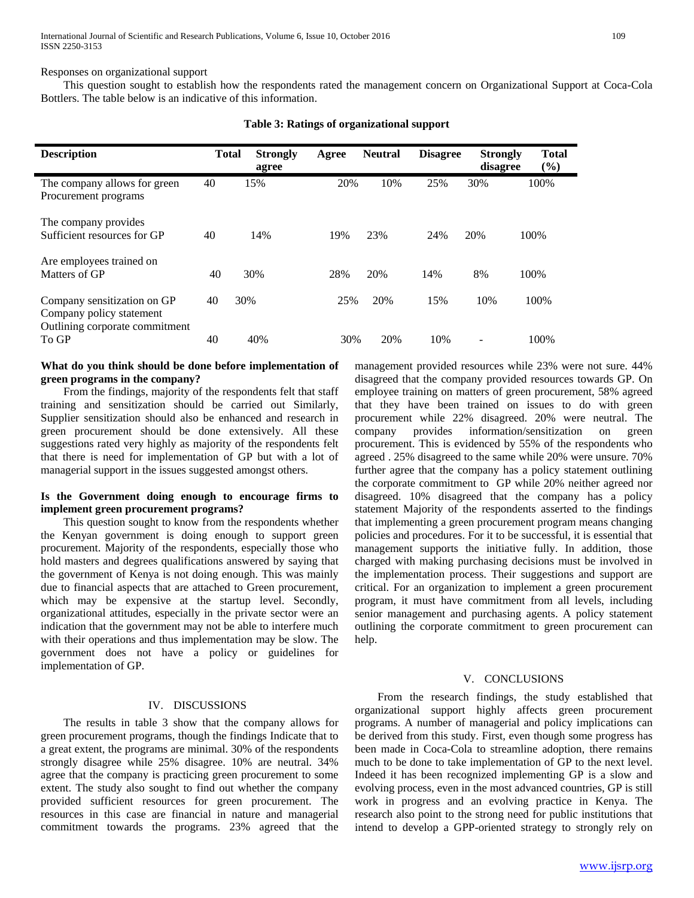Responses on organizational support

This question sought to establish how the respondents rated the management concern on Organizational Support at Coca-Cola Bottlers. The table below is an indicative of this information.

**Table 3: Ratings of organizational support**

| Description | Total | Strongly agree | Agree | Neutral | Disagree | Strongly disagree | Total (%) |
|---|---|---|---|---|---|---|---|
| The company allows for green Procurement programs | 40 | 15% | 20% | 10% | 25% | 30% | 100% |
| The company provides Sufficient resources for GP | 40 | 14% | 19% | 23% | 24% | 20% | 100% |
| Are employees trained on Matters of GP | 40 | 30% | 28% | 20% | 14% | 8% | 100% |
| Company sensitization on GP | 40 | 30% | 25% | 20% | 15% | 10% | 100% |
| Company policy statement Outlining corporate commitment To GP | 40 | 40% | 30% | 20% | 10% | - | 100% |

**What do you think should be done before implementation of green programs in the company?**

From the findings, majority of the respondents felt that staff training and sensitization should be carried out Similarly, Supplier sensitization should also be enhanced and research in green procurement should be done extensively. All these suggestions rated very highly as majority of the respondents felt that there is need for implementation of GP but with a lot of managerial support in the issues suggested amongst others.

**Is the Government doing enough to encourage firms to implement green procurement programs?**

This question sought to know from the respondents whether the Kenyan government is doing enough to support green procurement. Majority of the respondents, especially those who hold masters and degrees qualifications answered by saying that the government of Kenya is not doing enough. This was mainly due to financial aspects that are attached to Green procurement, which may be expensive at the startup level. Secondly, organizational attitudes, especially in the private sector were an indication that the government may not be able to interfere much with their operations and thus implementation may be slow. The government does not have a policy or guidelines for implementation of GP.

## IV. Discussions

The results in table 3 show that the company allows for green procurement programs, though the findings Indicate that to a great extent, the programs are minimal. 30% of the respondents strongly disagree while 25% disagree. 10% are neutral. 34% agree that the company is practicing green procurement to some extent. The study also sought to find out whether the company provided sufficient resources for green procurement. The resources in this case are financial in nature and managerial commitment towards the programs. 23% agreed that the management provided resources while 23% were not sure. 44% disagreed that the company provided resources towards GP. On employee training on matters of green procurement, 58% agreed that they have been trained on issues to do with green procurement while 22% disagreed. 20% were neutral. The company provides information/sensitization on green procurement. This is evidenced by 55% of the respondents who agreed . 25% disagreed to the same while 20% were unsure. 70% further agree that the company has a policy statement outlining the corporate commitment to GP while 20% neither agreed nor disagreed. 10% disagreed that the company has a policy statement Majority of the respondents asserted to the findings that implementing a green procurement program means changing policies and procedures. For it to be successful, it is essential that management supports the initiative fully. In addition, those charged with making purchasing decisions must be involved in the implementation process. Their suggestions and support are critical. For an organization to implement a green procurement program, it must have commitment from all levels, including senior management and purchasing agents. A policy statement outlining the corporate commitment to green procurement can help.

## V. Conclusions

From the research findings, the study established that organizational support highly affects green procurement programs. A number of managerial and policy implications can be derived from this study. First, even though some progress has been made in Coca-Cola to streamline adoption, there remains much to be done to take implementation of GP to the next level. Indeed it has been recognized implementing GP is a slow and evolving process, even in the most advanced countries, GP is still work in progress and an evolving practice in Kenya. The research also point to the strong need for public institutions that intend to develop a GPP-oriented strategy to strongly rely on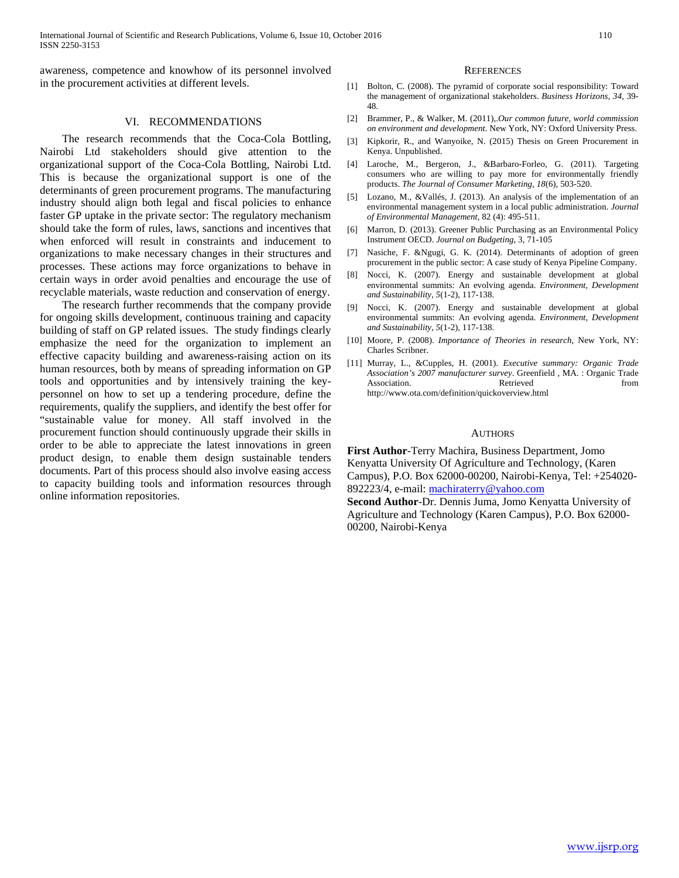awareness, competence and knowhow of its personnel involved in the procurement activities at different levels.

## VI. RECOMMENDATIONS

The research recommends that the Coca-Cola Bottling, Nairobi Ltd stakeholders should give attention to the organizational support of the Coca-Cola Bottling, Nairobi Ltd. This is because the organizational support is one of the determinants of green procurement programs. The manufacturing industry should align both legal and fiscal policies to enhance faster GP uptake in the private sector: The regulatory mechanism should take the form of rules, laws, sanctions and incentives that when enforced will result in constraints and inducement to organizations to make necessary changes in their structures and processes. These actions may force organizations to behave in certain ways in order avoid penalties and encourage the use of recyclable materials, waste reduction and conservation of energy.

The research further recommends that the company provide for ongoing skills development, continuous training and capacity building of staff on GP related issues. The study findings clearly emphasize the need for the organization to implement an effective capacity building and awareness-raising action on its human resources, both by means of spreading information on GP tools and opportunities and by intensively training the key-personnel on how to set up a tendering procedure, define the requirements, qualify the suppliers, and identify the best offer for "sustainable value for money. All staff involved in the procurement function should continuously upgrade their skills in order to be able to appreciate the latest innovations in green product design, to enable them design sustainable tenders documents. Part of this process should also involve easing access to capacity building tools and information resources through online information repositories.

## REFERENCES

[1] Bolton, C. (2008). The pyramid of corporate social responsibility: Toward the management of organizational stakeholders. *Business Horizons, 34*, 39-48.

[2] Brammer, P., & Walker, M. (2011),.*Our common future, world commission on environment and development.* New York, NY: Oxford University Press.

[3] Kipkorir, R., and Wanyoike, N. (2015) Thesis on Green Procurement in Kenya. Unpublished.

[4] Laroche, M., Bergeron, J., &Barbaro-Forleo, G. (2011). Targeting consumers who are willing to pay more for environmentally friendly products. *The Journal of Consumer Marketing, 18*(6), 503-520.

[5] Lozano, M., &Vallés, J. (2013). An analysis of the implementation of an environmental management system in a local public administration. *Journal of Environmental Management*, 82 (4): 495-511.

[6] Marron, D. (2013). Greener Public Purchasing as an Environmental Policy Instrument OECD. *Journal on Budgeting*, 3, 71-105

[7] Nasiche, F. &Ngugi, G. K. (2014). Determinants of adoption of green procurement in the public sector: A case study of Kenya Pipeline Company.

[8] Nocci, K. (2007). Energy and sustainable development at global environmental summits: An evolving agenda. *Environment, Development and Sustainability, 5*(1-2), 117-138.

[9] Nocci, K. (2007). Energy and sustainable development at global environmental summits: An evolving agenda. *Environment, Development and Sustainability, 5*(1-2), 117-138.

[10] Moore, P. (2008). *Importance of Theories in research,* New York, NY: Charles Scribner.

[11] Murray, L., &Cupples, H. (2001). *Executive summary: Organic Trade Association's 2007 manufacturer survey*. Greenfield , MA. : Organic Trade Association. Retrieved from http://www.ota.com/definition/quickoverview.html

## AUTHORS

**First Author**-Terry Machira, Business Department, Jomo Kenyatta University Of Agriculture and Technology, (Karen Campus), P.O. Box 62000-00200, Nairobi-Kenya, Tel: +254020-892223/4, e-mail: machiraterry@yahoo.com

**Second Author**-Dr. Dennis Juma, Jomo Kenyatta University of Agriculture and Technology (Karen Campus), P.O. Box 62000-00200, Nairobi-Kenya